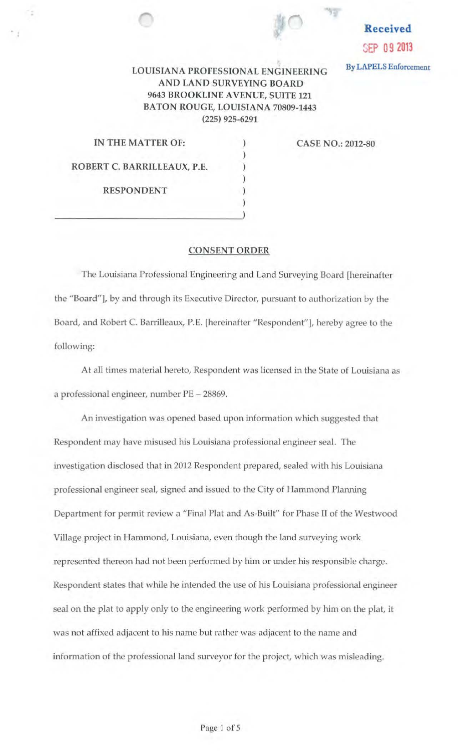Received
SEP 09 2013
By LAPELS Enforcement

**LOUISIANA PROFESSIONAL ENGINEERING AND LAND SURVEYING BOARD**
**9643 BROOKLINE AVENUE, SUITE 121**
**BATON ROUGE, LOUISIANA 70809-1443**
**(225) 925-6291**

| | | |
|---|---|---|
| **IN THE MATTER OF:** | ) | **CASE NO.: 2012-80** |
| | ) | |
| **ROBERT C. BARRILLEAUX, P.E.** | ) | |
| | ) | |
| **RESPONDENT** | ) | |

## CONSENT ORDER

The Louisiana Professional Engineering and Land Surveying Board [hereinafter the "Board"], by and through its Executive Director, pursuant to authorization by the Board, and Robert C. Barrilleaux, P.E. [hereinafter "Respondent"], hereby agree to the following:

At all times material hereto, Respondent was licensed in the State of Louisiana as a professional engineer, number PE – 28869.

An investigation was opened based upon information which suggested that Respondent may have misused his Louisiana professional engineer seal. The investigation disclosed that in 2012 Respondent prepared, sealed with his Louisiana professional engineer seal, signed and issued to the City of Hammond Planning Department for permit review a "Final Plat and As-Built" for Phase II of the Westwood Village project in Hammond, Louisiana, even though the land surveying work represented thereon had not been performed by him or under his responsible charge. Respondent states that while he intended the use of his Louisiana professional engineer seal on the plat to apply only to the engineering work performed by him on the plat, it was not affixed adjacent to his name but rather was adjacent to the name and information of the professional land surveyor for the project, which was misleading.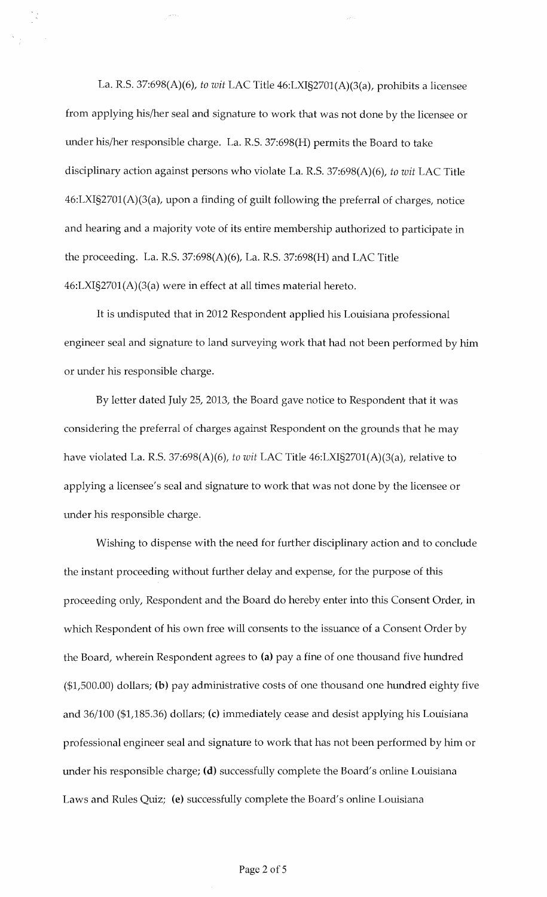La. R.S. 37:698(A)(6), *to wit* LAC Title 46:LXI§2701(A)(3(a), prohibits a licensee from applying his/her seal and signature to work that was not done by the licensee or under his/her responsible charge. La. R.S. 37:698(H) permits the Board to take disciplinary action against persons who violate La. R.S. 37:698(A)(6), *to wit* LAC Title 46:LXI§2701(A)(3(a), upon a finding of guilt following the preferral of charges, notice and hearing and a majority vote of its entire membership authorized to participate in the proceeding. La. R.S. 37:698(A)(6), La. R.S. 37:698(H) and LAC Title 46:LXI§2701(A)(3(a) were in effect at all times material hereto.

It is undisputed that in 2012 Respondent applied his Louisiana professional engineer seal and signature to land surveying work that had not been performed by him or under his responsible charge.

By letter dated July 25, 2013, the Board gave notice to Respondent that it was considering the preferral of charges against Respondent on the grounds that he may have violated La. R.S. 37:698(A)(6), *to wit* LAC Title 46:LXI§2701(A)(3(a), relative to applying a licensee's seal and signature to work that was not done by the licensee or under his responsible charge.

Wishing to dispense with the need for further disciplinary action and to conclude the instant proceeding without further delay and expense, for the purpose of this proceeding only, Respondent and the Board do hereby enter into this Consent Order, in which Respondent of his own free will consents to the issuance of a Consent Order by the Board, wherein Respondent agrees to **(a)** pay a fine of one thousand five hundred ($1,500.00) dollars; **(b)** pay administrative costs of one thousand one hundred eighty five and 36/100 ($1,185.36) dollars; **(c)** immediately cease and desist applying his Louisiana professional engineer seal and signature to work that has not been performed by him or under his responsible charge; **(d)** successfully complete the Board's online Louisiana Laws and Rules Quiz; **(e)** successfully complete the Board's online Louisiana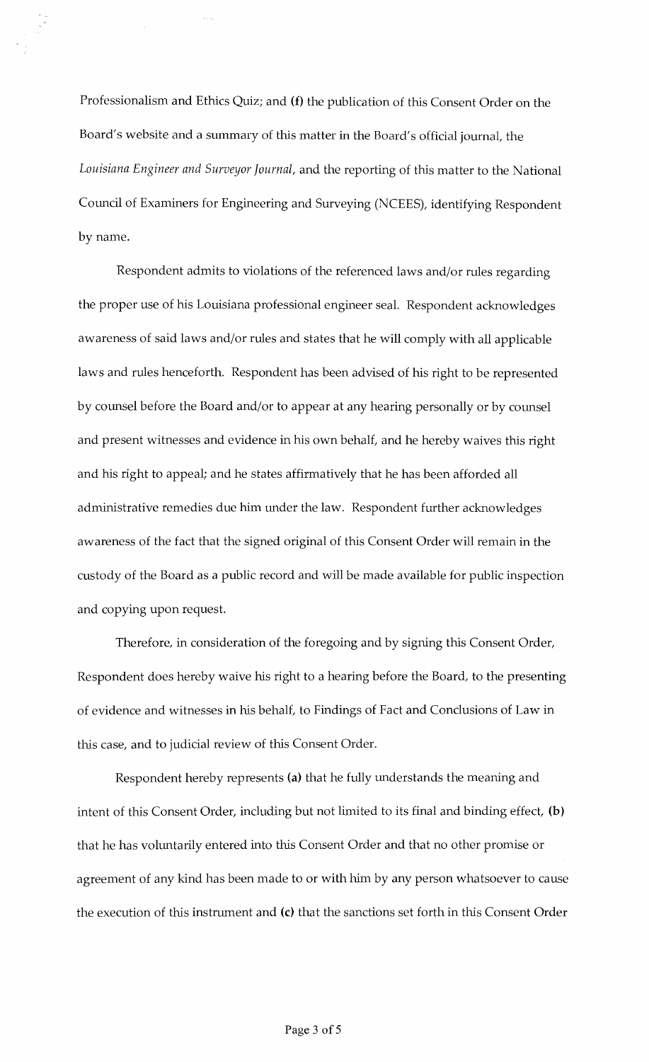Professionalism and Ethics Quiz; and **(f)** the publication of this Consent Order on the Board's website and a summary of this matter in the Board's official journal, the *Louisiana Engineer and Surveyor Journal*, and the reporting of this matter to the National Council of Examiners for Engineering and Surveying (NCEES), identifying Respondent by name.

Respondent admits to violations of the referenced laws and/or rules regarding the proper use of his Louisiana professional engineer seal. Respondent acknowledges awareness of said laws and/or rules and states that he will comply with all applicable laws and rules henceforth. Respondent has been advised of his right to be represented by counsel before the Board and/or to appear at any hearing personally or by counsel and present witnesses and evidence in his own behalf, and he hereby waives this right and his right to appeal; and he states affirmatively that he has been afforded all administrative remedies due him under the law. Respondent further acknowledges awareness of the fact that the signed original of this Consent Order will remain in the custody of the Board as a public record and will be made available for public inspection and copying upon request.

Therefore, in consideration of the foregoing and by signing this Consent Order, Respondent does hereby waive his right to a hearing before the Board, to the presenting of evidence and witnesses in his behalf, to Findings of Fact and Conclusions of Law in this case, and to judicial review of this Consent Order.

Respondent hereby represents **(a)** that he fully understands the meaning and intent of this Consent Order, including but not limited to its final and binding effect, **(b)** that he has voluntarily entered into this Consent Order and that no other promise or agreement of any kind has been made to or with him by any person whatsoever to cause the execution of this instrument and **(c)** that the sanctions set forth in this Consent Order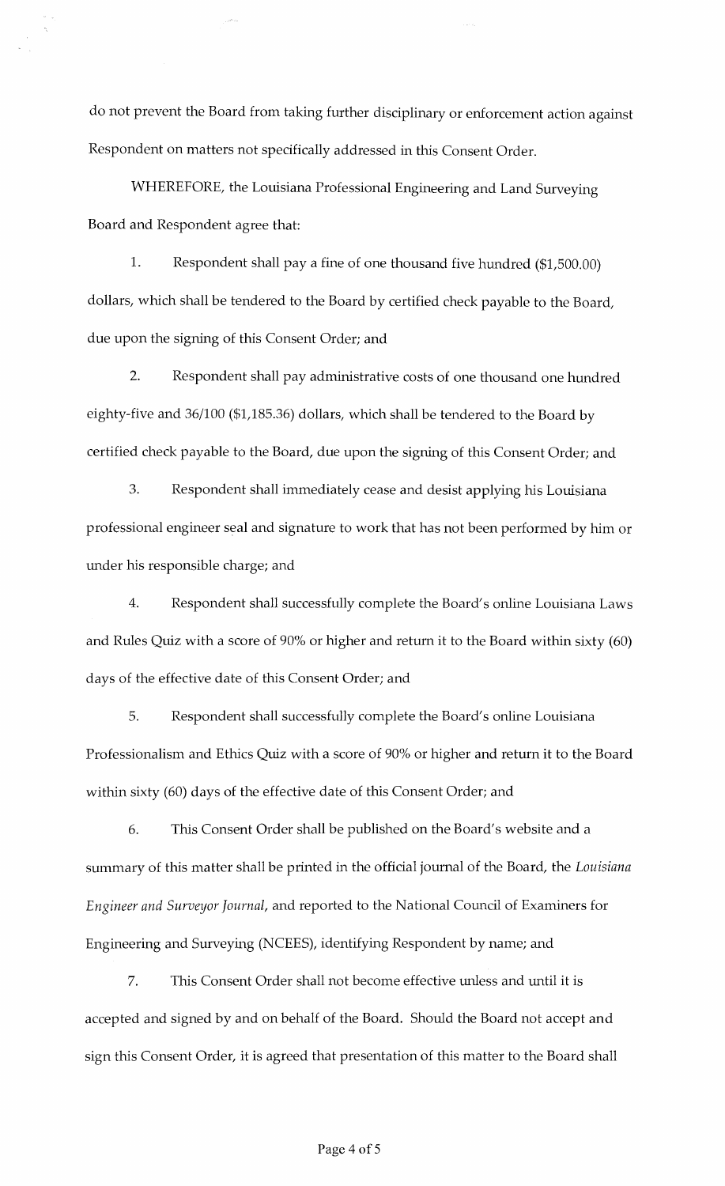do not prevent the Board from taking further disciplinary or enforcement action against Respondent on matters not specifically addressed in this Consent Order.

WHEREFORE, the Louisiana Professional Engineering and Land Surveying Board and Respondent agree that:

1. Respondent shall pay a fine of one thousand five hundred ($1,500.00) dollars, which shall be tendered to the Board by certified check payable to the Board, due upon the signing of this Consent Order; and

2. Respondent shall pay administrative costs of one thousand one hundred eighty-five and 36/100 ($1,185.36) dollars, which shall be tendered to the Board by certified check payable to the Board, due upon the signing of this Consent Order; and

3. Respondent shall immediately cease and desist applying his Louisiana professional engineer seal and signature to work that has not been performed by him or under his responsible charge; and

4. Respondent shall successfully complete the Board's online Louisiana Laws and Rules Quiz with a score of 90% or higher and return it to the Board within sixty (60) days of the effective date of this Consent Order; and

5. Respondent shall successfully complete the Board's online Louisiana Professionalism and Ethics Quiz with a score of 90% or higher and return it to the Board within sixty (60) days of the effective date of this Consent Order; and

6. This Consent Order shall be published on the Board's website and a summary of this matter shall be printed in the official journal of the Board, the *Louisiana Engineer and Surveyor Journal*, and reported to the National Council of Examiners for Engineering and Surveying (NCEES), identifying Respondent by name; and

7. This Consent Order shall not become effective unless and until it is accepted and signed by and on behalf of the Board. Should the Board not accept and sign this Consent Order, it is agreed that presentation of this matter to the Board shall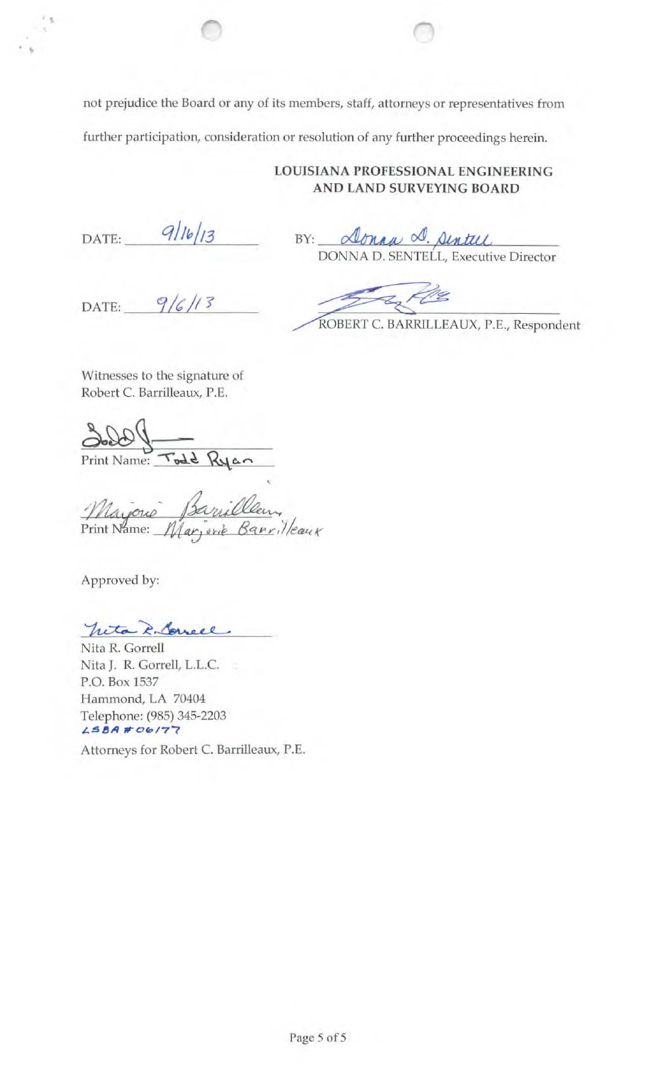not prejudice the Board or any of its members, staff, attorneys or representatives from further participation, consideration or resolution of any further proceedings herein.

**LOUISIANA PROFESSIONAL ENGINEERING AND LAND SURVEYING BOARD**

DATE: 9/16/13

BY: *Donna D. Sentell*
DONNA D. SENTELL, Executive Director

DATE: 9/6/13

ROBERT C. BARRILLEAUX, P.E., Respondent

Witnesses to the signature of Robert C. Barrilleaux, P.E.

Print Name: Todd Ryan

*Marjorie Barrilleaux*
Print Name: Marjorie Barrilleaux

Approved by:

*Nita R. Gorrell*
Nita R. Gorrell
Nita J. R. Gorrell, L.L.C.
P.O. Box 1537
Hammond, LA 70404
Telephone: (985) 345-2203
LSBA #06177

Attorneys for Robert C. Barrilleaux, P.E.